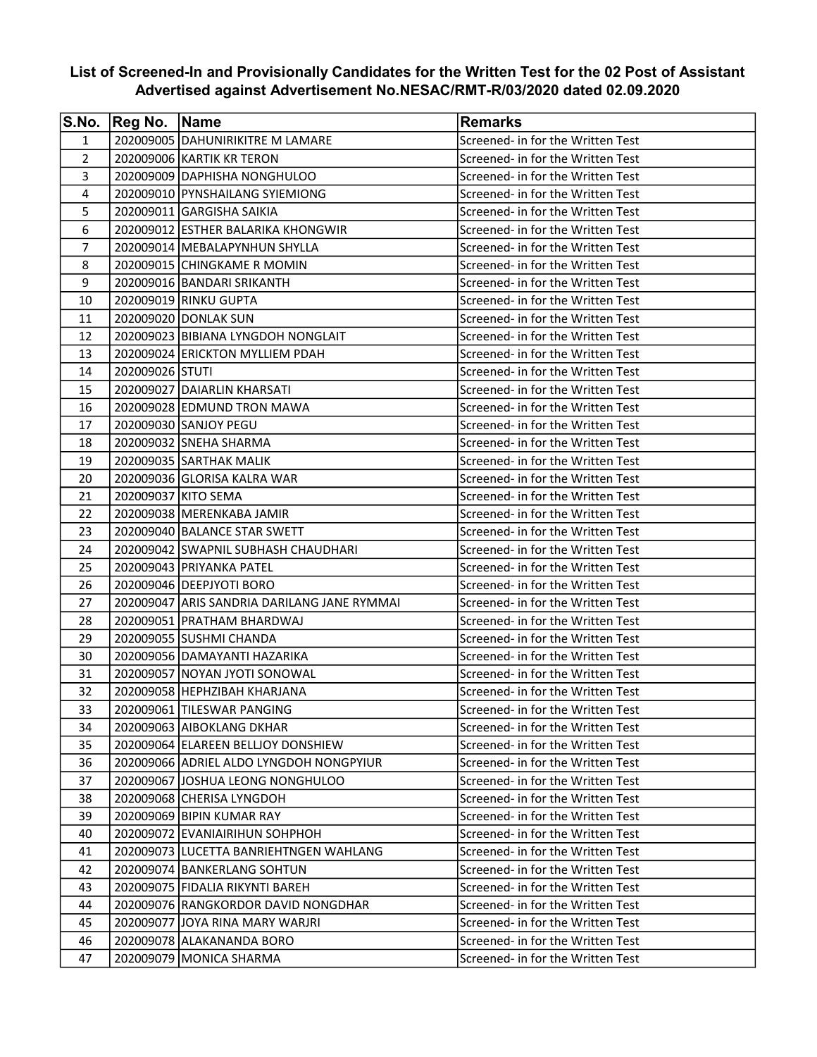# List of Screened-In and Provisionally Candidates for the Written Test for the 02 Post of Assistant Advertised against Advertisement No.NESAC/RMT-R/03/2020 dated 02.09.2020

| S.No. | Reg No. | Name | Remarks |
|---|---|---|---|
| 1 | 202009005 | DAHUNIRIKITRE M LAMARE | Screened- in for the Written Test |
| 2 | 202009006 | KARTIK KR TERON | Screened- in for the Written Test |
| 3 | 202009009 | DAPHISHA NONGHULOO | Screened- in for the Written Test |
| 4 | 202009010 | PYNSHAILANG SYIEMIONG | Screened- in for the Written Test |
| 5 | 202009011 | GARGISHA SAIKIA | Screened- in for the Written Test |
| 6 | 202009012 | ESTHER BALARIKA KHONGWIR | Screened- in for the Written Test |
| 7 | 202009014 | MEBALAPYNHUN SHYLLA | Screened- in for the Written Test |
| 8 | 202009015 | CHINGKAME R MOMIN | Screened- in for the Written Test |
| 9 | 202009016 | BANDARI SRIKANTH | Screened- in for the Written Test |
| 10 | 202009019 | RINKU GUPTA | Screened- in for the Written Test |
| 11 | 202009020 | DONLAK SUN | Screened- in for the Written Test |
| 12 | 202009023 | BIBIANA LYNGDOH NONGLAIT | Screened- in for the Written Test |
| 13 | 202009024 | ERICKTON MYLLIEM PDAH | Screened- in for the Written Test |
| 14 | 202009026 | STUTI | Screened- in for the Written Test |
| 15 | 202009027 | DAIARLIN KHARSATI | Screened- in for the Written Test |
| 16 | 202009028 | EDMUND TRON MAWA | Screened- in for the Written Test |
| 17 | 202009030 | SANJOY PEGU | Screened- in for the Written Test |
| 18 | 202009032 | SNEHA SHARMA | Screened- in for the Written Test |
| 19 | 202009035 | SARTHAK MALIK | Screened- in for the Written Test |
| 20 | 202009036 | GLORISA KALRA WAR | Screened- in for the Written Test |
| 21 | 202009037 | KITO SEMA | Screened- in for the Written Test |
| 22 | 202009038 | MERENKABA JAMIR | Screened- in for the Written Test |
| 23 | 202009040 | BALANCE STAR SWETT | Screened- in for the Written Test |
| 24 | 202009042 | SWAPNIL SUBHASH CHAUDHARI | Screened- in for the Written Test |
| 25 | 202009043 | PRIYANKA PATEL | Screened- in for the Written Test |
| 26 | 202009046 | DEEPJYOTI BORO | Screened- in for the Written Test |
| 27 | 202009047 | ARIS SANDRIA DARILANG JANE RYMMAI | Screened- in for the Written Test |
| 28 | 202009051 | PRATHAM BHARDWAJ | Screened- in for the Written Test |
| 29 | 202009055 | SUSHMI CHANDA | Screened- in for the Written Test |
| 30 | 202009056 | DAMAYANTI HAZARIKA | Screened- in for the Written Test |
| 31 | 202009057 | NOYAN JYOTI SONOWAL | Screened- in for the Written Test |
| 32 | 202009058 | HEPHZIBAH KHARJANA | Screened- in for the Written Test |
| 33 | 202009061 | TILESWAR PANGING | Screened- in for the Written Test |
| 34 | 202009063 | AIBOKLANG DKHAR | Screened- in for the Written Test |
| 35 | 202009064 | ELAREEN BELLJOY DONSHIEW | Screened- in for the Written Test |
| 36 | 202009066 | ADRIEL ALDO LYNGDOH NONGPYIUR | Screened- in for the Written Test |
| 37 | 202009067 | JOSHUA LEONG NONGHULOO | Screened- in for the Written Test |
| 38 | 202009068 | CHERISA LYNGDOH | Screened- in for the Written Test |
| 39 | 202009069 | BIPIN KUMAR RAY | Screened- in for the Written Test |
| 40 | 202009072 | EVANIAIRIHUN SOHPHOH | Screened- in for the Written Test |
| 41 | 202009073 | LUCETTA BANRIEHTNGEN WAHLANG | Screened- in for the Written Test |
| 42 | 202009074 | BANKERLANG SOHTUN | Screened- in for the Written Test |
| 43 | 202009075 | FIDALIA RIKYNTI BAREH | Screened- in for the Written Test |
| 44 | 202009076 | RANGKORDOR DAVID NONGDHAR | Screened- in for the Written Test |
| 45 | 202009077 | JOYA RINA MARY WARJRI | Screened- in for the Written Test |
| 46 | 202009078 | ALAKANANDA BORO | Screened- in for the Written Test |
| 47 | 202009079 | MONICA SHARMA | Screened- in for the Written Test |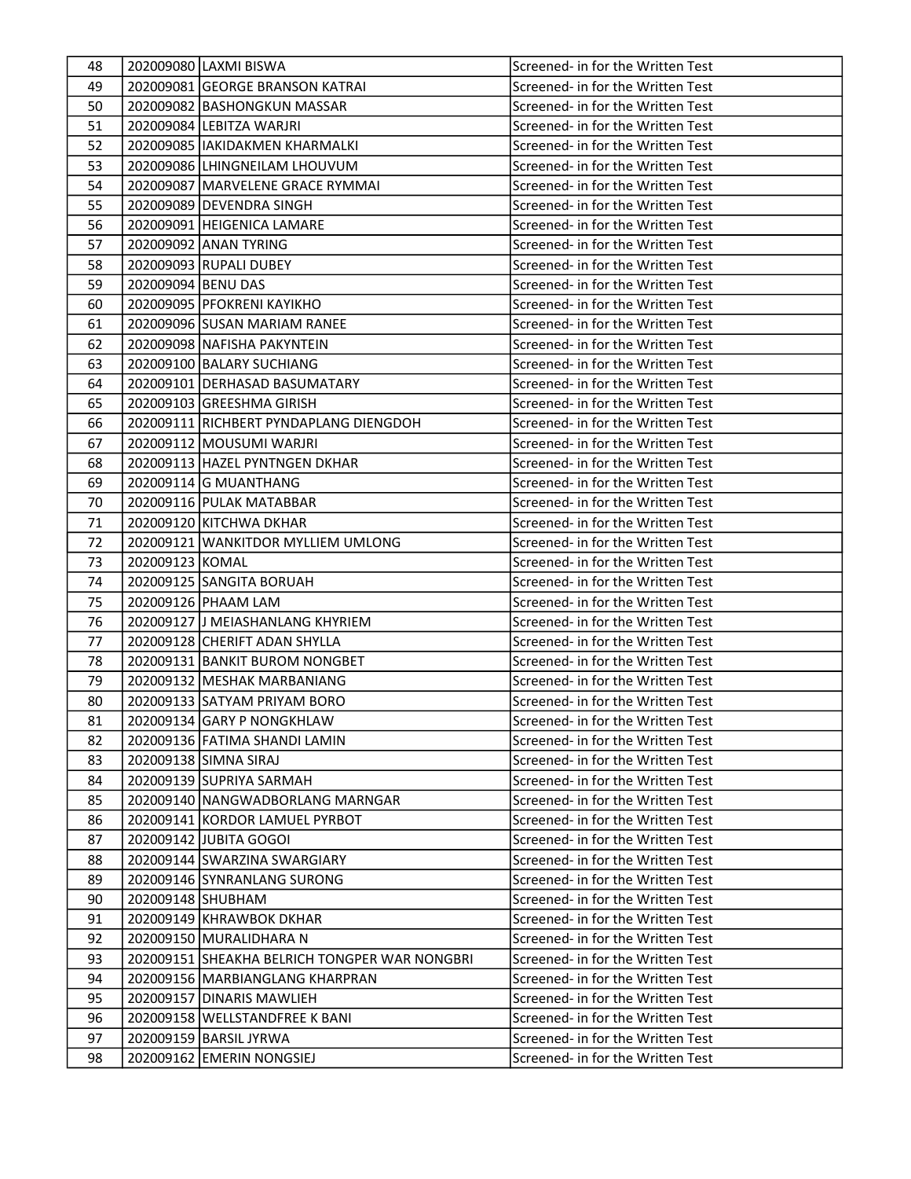| 48 | 202009080 | LAXMI BISWA | Screened- in for the Written Test |
|---|---|---|---|
| 49 | 202009081 | GEORGE BRANSON KATRAI | Screened- in for the Written Test |
| 50 | 202009082 | BASHONGKUN MASSAR | Screened- in for the Written Test |
| 51 | 202009084 | LEBITZA WARJRI | Screened- in for the Written Test |
| 52 | 202009085 | IAKIDAKMEN KHARMALKI | Screened- in for the Written Test |
| 53 | 202009086 | LHINGNEILAM LHOUVUM | Screened- in for the Written Test |
| 54 | 202009087 | MARVELENE GRACE RYMMAI | Screened- in for the Written Test |
| 55 | 202009089 | DEVENDRA SINGH | Screened- in for the Written Test |
| 56 | 202009091 | HEIGENICA LAMARE | Screened- in for the Written Test |
| 57 | 202009092 | ANAN TYRING | Screened- in for the Written Test |
| 58 | 202009093 | RUPALI DUBEY | Screened- in for the Written Test |
| 59 | 202009094 | BENU DAS | Screened- in for the Written Test |
| 60 | 202009095 | PFOKRENI KAYIKHO | Screened- in for the Written Test |
| 61 | 202009096 | SUSAN MARIAM RANEE | Screened- in for the Written Test |
| 62 | 202009098 | NAFISHA PAKYNTEIN | Screened- in for the Written Test |
| 63 | 202009100 | BALARY SUCHIANG | Screened- in for the Written Test |
| 64 | 202009101 | DERHASAD BASUMATARY | Screened- in for the Written Test |
| 65 | 202009103 | GREESHMA GIRISH | Screened- in for the Written Test |
| 66 | 202009111 | RICHBERT PYNDAPLANG DIENGDOH | Screened- in for the Written Test |
| 67 | 202009112 | MOUSUMI WARJRI | Screened- in for the Written Test |
| 68 | 202009113 | HAZEL PYNTNGEN DKHAR | Screened- in for the Written Test |
| 69 | 202009114 | G MUANTHANG | Screened- in for the Written Test |
| 70 | 202009116 | PULAK MATABBAR | Screened- in for the Written Test |
| 71 | 202009120 | KITCHWA DKHAR | Screened- in for the Written Test |
| 72 | 202009121 | WANKITDOR MYLLIEM UMLONG | Screened- in for the Written Test |
| 73 | 202009123 | KOMAL | Screened- in for the Written Test |
| 74 | 202009125 | SANGITA BORUAH | Screened- in for the Written Test |
| 75 | 202009126 | PHAAM LAM | Screened- in for the Written Test |
| 76 | 202009127 | J MEIASHANLANG KHYRIEM | Screened- in for the Written Test |
| 77 | 202009128 | CHERIFT ADAN SHYLLA | Screened- in for the Written Test |
| 78 | 202009131 | BANKIT BUROM NONGBET | Screened- in for the Written Test |
| 79 | 202009132 | MESHAK MARBANIANG | Screened- in for the Written Test |
| 80 | 202009133 | SATYAM PRIYAM BORO | Screened- in for the Written Test |
| 81 | 202009134 | GARY P NONGKHLAW | Screened- in for the Written Test |
| 82 | 202009136 | FATIMA SHANDI LAMIN | Screened- in for the Written Test |
| 83 | 202009138 | SIMNA SIRAJ | Screened- in for the Written Test |
| 84 | 202009139 | SUPRIYA SARMAH | Screened- in for the Written Test |
| 85 | 202009140 | NANGWADBORLANG MARNGAR | Screened- in for the Written Test |
| 86 | 202009141 | KORDOR LAMUEL PYRBOT | Screened- in for the Written Test |
| 87 | 202009142 | JUBITA GOGOI | Screened- in for the Written Test |
| 88 | 202009144 | SWARZINA SWARGIARY | Screened- in for the Written Test |
| 89 | 202009146 | SYNRANLANG SURONG | Screened- in for the Written Test |
| 90 | 202009148 | SHUBHAM | Screened- in for the Written Test |
| 91 | 202009149 | KHRAWBOK DKHAR | Screened- in for the Written Test |
| 92 | 202009150 | MURALIDHARA N | Screened- in for the Written Test |
| 93 | 202009151 | SHEAKHA BELRICH TONGPER WAR NONGBRI | Screened- in for the Written Test |
| 94 | 202009156 | MARBIANGLANG KHARPRAN | Screened- in for the Written Test |
| 95 | 202009157 | DINARIS MAWLIEH | Screened- in for the Written Test |
| 96 | 202009158 | WELLSTANDFREE K BANI | Screened- in for the Written Test |
| 97 | 202009159 | BARSIL JYRWA | Screened- in for the Written Test |
| 98 | 202009162 | EMERIN NONGSIEJ | Screened- in for the Written Test |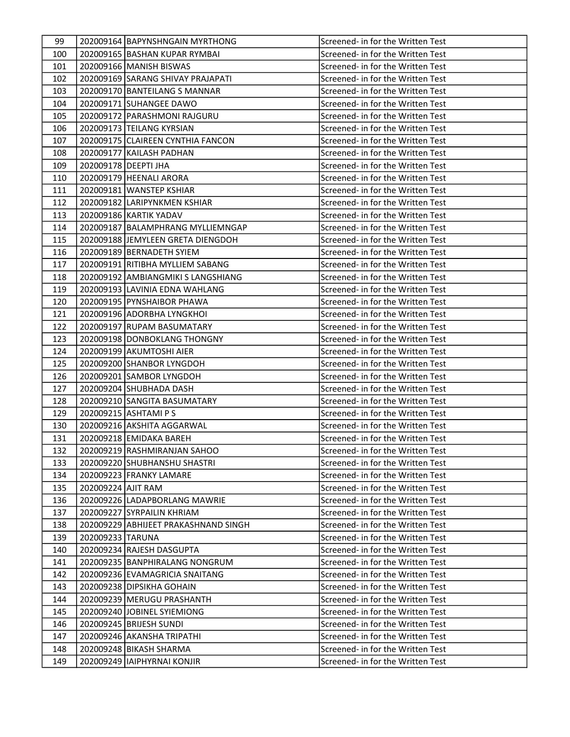| 99 | 202009164 | BAPYNSHNGAIN MYRTHONG | Screened- in for the Written Test |
|---|---|---|---|
| 100 | 202009165 | BASHAN KUPAR RYMBAI | Screened- in for the Written Test |
| 101 | 202009166 | MANISH BISWAS | Screened- in for the Written Test |
| 102 | 202009169 | SARANG SHIVAY PRAJAPATI | Screened- in for the Written Test |
| 103 | 202009170 | BANTEILANG S MANNAR | Screened- in for the Written Test |
| 104 | 202009171 | SUHANGEE DAWO | Screened- in for the Written Test |
| 105 | 202009172 | PARASHMONI RAJGURU | Screened- in for the Written Test |
| 106 | 202009173 | TEILANG KYRSIAN | Screened- in for the Written Test |
| 107 | 202009175 | CLAIREEN CYNTHIA FANCON | Screened- in for the Written Test |
| 108 | 202009177 | KAILASH PADHAN | Screened- in for the Written Test |
| 109 | 202009178 | DEEPTI JHA | Screened- in for the Written Test |
| 110 | 202009179 | HEENALI ARORA | Screened- in for the Written Test |
| 111 | 202009181 | WANSTEP KSHIAR | Screened- in for the Written Test |
| 112 | 202009182 | LARIPYNKMEN KSHIAR | Screened- in for the Written Test |
| 113 | 202009186 | KARTIK YADAV | Screened- in for the Written Test |
| 114 | 202009187 | BALAMPHRANG MYLLIEMNGAP | Screened- in for the Written Test |
| 115 | 202009188 | JEMYLEEN GRETA DIENGDOH | Screened- in for the Written Test |
| 116 | 202009189 | BERNADETH SYIEM | Screened- in for the Written Test |
| 117 | 202009191 | RITIBHA MYLLIEM SABANG | Screened- in for the Written Test |
| 118 | 202009192 | AMBIANGMIKI S LANGSHIANG | Screened- in for the Written Test |
| 119 | 202009193 | LAVINIA EDNA WAHLANG | Screened- in for the Written Test |
| 120 | 202009195 | PYNSHAIBOR PHAWA | Screened- in for the Written Test |
| 121 | 202009196 | ADORBHA LYNGKHOI | Screened- in for the Written Test |
| 122 | 202009197 | RUPAM BASUMATARY | Screened- in for the Written Test |
| 123 | 202009198 | DONBOKLANG THONGNY | Screened- in for the Written Test |
| 124 | 202009199 | AKUMTOSHI AIER | Screened- in for the Written Test |
| 125 | 202009200 | SHANBOR LYNGDOH | Screened- in for the Written Test |
| 126 | 202009201 | SAMBOR LYNGDOH | Screened- in for the Written Test |
| 127 | 202009204 | SHUBHADA DASH | Screened- in for the Written Test |
| 128 | 202009210 | SANGITA BASUMATARY | Screened- in for the Written Test |
| 129 | 202009215 | ASHTAMI P S | Screened- in for the Written Test |
| 130 | 202009216 | AKSHITA AGGARWAL | Screened- in for the Written Test |
| 131 | 202009218 | EMIDAKA BAREH | Screened- in for the Written Test |
| 132 | 202009219 | RASHMIRANJAN SAHOO | Screened- in for the Written Test |
| 133 | 202009220 | SHUBHANSHU SHASTRI | Screened- in for the Written Test |
| 134 | 202009223 | FRANKY LAMARE | Screened- in for the Written Test |
| 135 | 202009224 | AJIT RAM | Screened- in for the Written Test |
| 136 | 202009226 | LADAPBORLANG MAWRIE | Screened- in for the Written Test |
| 137 | 202009227 | SYRPAILIN KHRIAM | Screened- in for the Written Test |
| 138 | 202009229 | ABHIJEET PRAKASHNAND SINGH | Screened- in for the Written Test |
| 139 | 202009233 | TARUNA | Screened- in for the Written Test |
| 140 | 202009234 | RAJESH DASGUPTA | Screened- in for the Written Test |
| 141 | 202009235 | BANPHIRALANG NONGRUM | Screened- in for the Written Test |
| 142 | 202009236 | EVAMAGRICIA SNAITANG | Screened- in for the Written Test |
| 143 | 202009238 | DIPSIKHA GOHAIN | Screened- in for the Written Test |
| 144 | 202009239 | MERUGU PRASHANTH | Screened- in for the Written Test |
| 145 | 202009240 | JOBINEL SYIEMIONG | Screened- in for the Written Test |
| 146 | 202009245 | BRIJESH SUNDI | Screened- in for the Written Test |
| 147 | 202009246 | AKANSHA TRIPATHI | Screened- in for the Written Test |
| 148 | 202009248 | BIKASH SHARMA | Screened- in for the Written Test |
| 149 | 202009249 | IAIPHYRNAI KONJIR | Screened- in for the Written Test |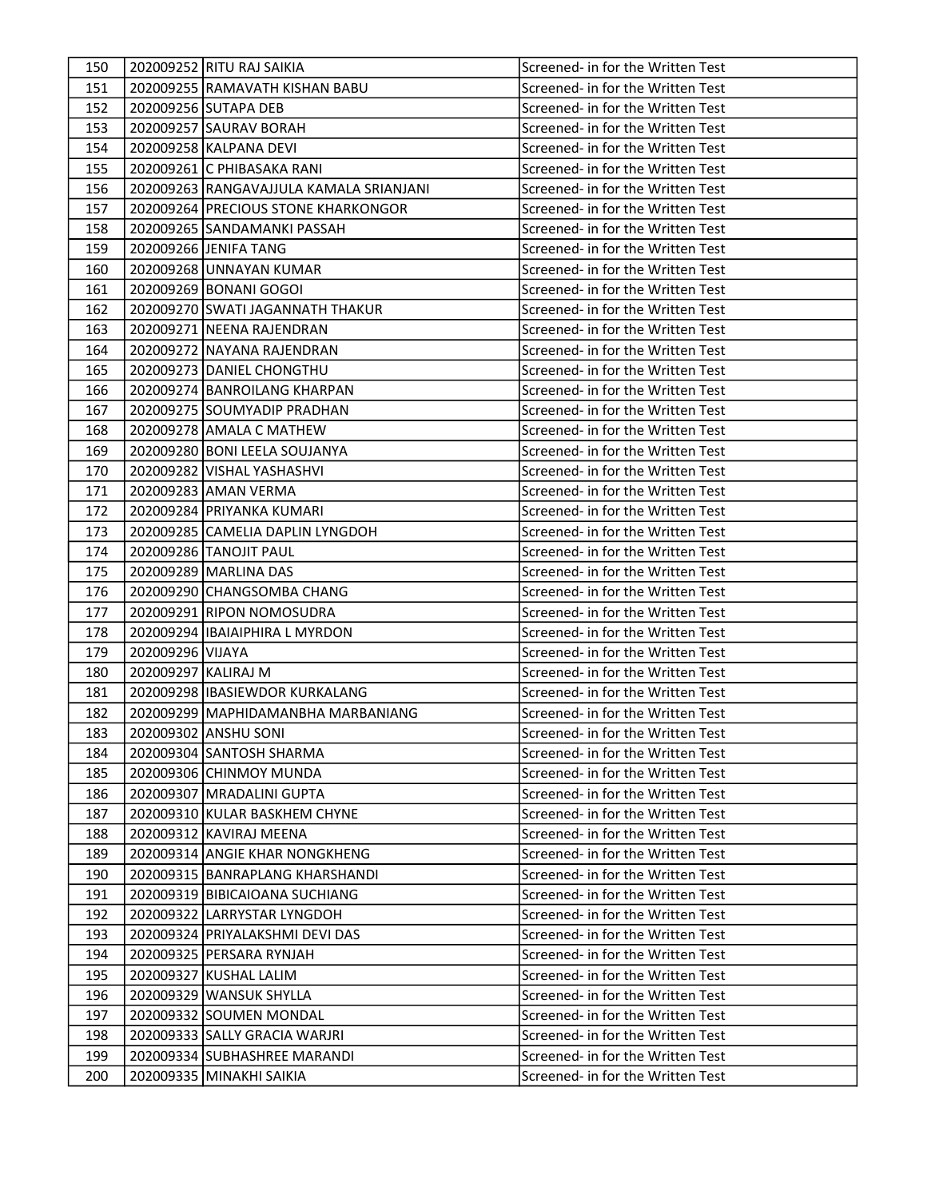| 150 | 202009252 | RITU RAJ SAIKIA | Screened- in for the Written Test |
|---|---|---|---|
| 151 | 202009255 | RAMAVATH KISHAN BABU | Screened- in for the Written Test |
| 152 | 202009256 | SUTAPA DEB | Screened- in for the Written Test |
| 153 | 202009257 | SAURAV BORAH | Screened- in for the Written Test |
| 154 | 202009258 | KALPANA DEVI | Screened- in for the Written Test |
| 155 | 202009261 | C PHIBASAKA RANI | Screened- in for the Written Test |
| 156 | 202009263 | RANGAVAJJULA KAMALA SRIANJANI | Screened- in for the Written Test |
| 157 | 202009264 | PRECIOUS STONE KHARKONGOR | Screened- in for the Written Test |
| 158 | 202009265 | SANDAMANKI PASSAH | Screened- in for the Written Test |
| 159 | 202009266 | JENIFA TANG | Screened- in for the Written Test |
| 160 | 202009268 | UNNAYAN KUMAR | Screened- in for the Written Test |
| 161 | 202009269 | BONANI GOGOI | Screened- in for the Written Test |
| 162 | 202009270 | SWATI JAGANNATH THAKUR | Screened- in for the Written Test |
| 163 | 202009271 | NEENA RAJENDRAN | Screened- in for the Written Test |
| 164 | 202009272 | NAYANA RAJENDRAN | Screened- in for the Written Test |
| 165 | 202009273 | DANIEL CHONGTHU | Screened- in for the Written Test |
| 166 | 202009274 | BANROILANG KHARPAN | Screened- in for the Written Test |
| 167 | 202009275 | SOUMYADIP PRADHAN | Screened- in for the Written Test |
| 168 | 202009278 | AMALA C MATHEW | Screened- in for the Written Test |
| 169 | 202009280 | BONI LEELA SOUJANYA | Screened- in for the Written Test |
| 170 | 202009282 | VISHAL YASHASHVI | Screened- in for the Written Test |
| 171 | 202009283 | AMAN VERMA | Screened- in for the Written Test |
| 172 | 202009284 | PRIYANKA KUMARI | Screened- in for the Written Test |
| 173 | 202009285 | CAMELIA DAPLIN LYNGDOH | Screened- in for the Written Test |
| 174 | 202009286 | TANOJIT PAUL | Screened- in for the Written Test |
| 175 | 202009289 | MARLINA DAS | Screened- in for the Written Test |
| 176 | 202009290 | CHANGSOMBA CHANG | Screened- in for the Written Test |
| 177 | 202009291 | RIPON NOMOSUDRA | Screened- in for the Written Test |
| 178 | 202009294 | IBAIAIPHIRA L MYRDON | Screened- in for the Written Test |
| 179 | 202009296 | VIJAYA | Screened- in for the Written Test |
| 180 | 202009297 | KALIRAJ M | Screened- in for the Written Test |
| 181 | 202009298 | IBASIEWDOR KURKALANG | Screened- in for the Written Test |
| 182 | 202009299 | MAPHIDAMANBHA MARBANIANG | Screened- in for the Written Test |
| 183 | 202009302 | ANSHU SONI | Screened- in for the Written Test |
| 184 | 202009304 | SANTOSH SHARMA | Screened- in for the Written Test |
| 185 | 202009306 | CHINMOY MUNDA | Screened- in for the Written Test |
| 186 | 202009307 | MRADALINI GUPTA | Screened- in for the Written Test |
| 187 | 202009310 | KULAR BASKHEM CHYNE | Screened- in for the Written Test |
| 188 | 202009312 | KAVIRAJ MEENA | Screened- in for the Written Test |
| 189 | 202009314 | ANGIE KHAR NONGKHENG | Screened- in for the Written Test |
| 190 | 202009315 | BANRAPLANG KHARSHANDI | Screened- in for the Written Test |
| 191 | 202009319 | BIBICAIOANA SUCHIANG | Screened- in for the Written Test |
| 192 | 202009322 | LARRYSTAR LYNGDOH | Screened- in for the Written Test |
| 193 | 202009324 | PRIYALAKSHMI DEVI DAS | Screened- in for the Written Test |
| 194 | 202009325 | PERSARA RYNJAH | Screened- in for the Written Test |
| 195 | 202009327 | KUSHAL LALIM | Screened- in for the Written Test |
| 196 | 202009329 | WANSUK SHYLLA | Screened- in for the Written Test |
| 197 | 202009332 | SOUMEN MONDAL | Screened- in for the Written Test |
| 198 | 202009333 | SALLY GRACIA WARJRI | Screened- in for the Written Test |
| 199 | 202009334 | SUBHASHREE MARANDI | Screened- in for the Written Test |
| 200 | 202009335 | MINAKHI SAIKIA | Screened- in for the Written Test |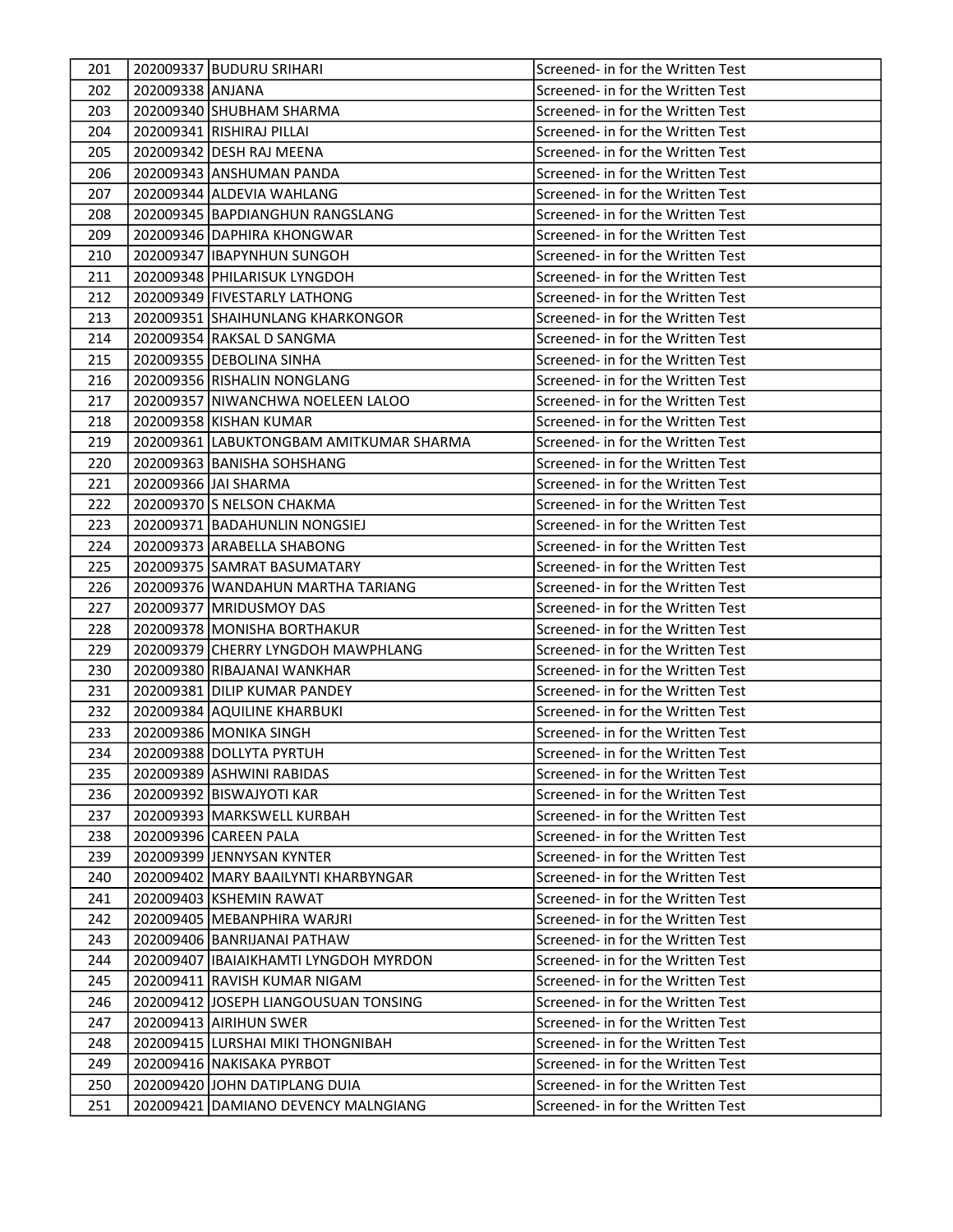| 201 | 202009337 | BUDURU SRIHARI | Screened- in for the Written Test |
|---|---|---|---|
| 202 | 202009338 | ANJANA | Screened- in for the Written Test |
| 203 | 202009340 | SHUBHAM SHARMA | Screened- in for the Written Test |
| 204 | 202009341 | RISHIRAJ PILLAI | Screened- in for the Written Test |
| 205 | 202009342 | DESH RAJ MEENA | Screened- in for the Written Test |
| 206 | 202009343 | ANSHUMAN PANDA | Screened- in for the Written Test |
| 207 | 202009344 | ALDEVIA WAHLANG | Screened- in for the Written Test |
| 208 | 202009345 | BAPDIANGHUN RANGSLANG | Screened- in for the Written Test |
| 209 | 202009346 | DAPHIRA KHONGWAR | Screened- in for the Written Test |
| 210 | 202009347 | IBAPYNHUN SUNGOH | Screened- in for the Written Test |
| 211 | 202009348 | PHILARISUK LYNGDOH | Screened- in for the Written Test |
| 212 | 202009349 | FIVESTARLY LATHONG | Screened- in for the Written Test |
| 213 | 202009351 | SHAIHUNLANG KHARKONGOR | Screened- in for the Written Test |
| 214 | 202009354 | RAKSAL D SANGMA | Screened- in for the Written Test |
| 215 | 202009355 | DEBOLINA SINHA | Screened- in for the Written Test |
| 216 | 202009356 | RISHALIN NONGLANG | Screened- in for the Written Test |
| 217 | 202009357 | NIWANCHWA NOELEEN LALOO | Screened- in for the Written Test |
| 218 | 202009358 | KISHAN KUMAR | Screened- in for the Written Test |
| 219 | 202009361 | LABUKTONGBAM AMITKUMAR SHARMA | Screened- in for the Written Test |
| 220 | 202009363 | BANISHA SOHSHANG | Screened- in for the Written Test |
| 221 | 202009366 | JAI SHARMA | Screened- in for the Written Test |
| 222 | 202009370 | S NELSON CHAKMA | Screened- in for the Written Test |
| 223 | 202009371 | BADAHUNLIN NONGSIEJ | Screened- in for the Written Test |
| 224 | 202009373 | ARABELLA SHABONG | Screened- in for the Written Test |
| 225 | 202009375 | SAMRAT BASUMATARY | Screened- in for the Written Test |
| 226 | 202009376 | WANDAHUN MARTHA TARIANG | Screened- in for the Written Test |
| 227 | 202009377 | MRIDUSMOY DAS | Screened- in for the Written Test |
| 228 | 202009378 | MONISHA BORTHAKUR | Screened- in for the Written Test |
| 229 | 202009379 | CHERRY LYNGDOH MAWPHLANG | Screened- in for the Written Test |
| 230 | 202009380 | RIBAJANAI WANKHAR | Screened- in for the Written Test |
| 231 | 202009381 | DILIP KUMAR PANDEY | Screened- in for the Written Test |
| 232 | 202009384 | AQUILINE KHARBUKI | Screened- in for the Written Test |
| 233 | 202009386 | MONIKA SINGH | Screened- in for the Written Test |
| 234 | 202009388 | DOLLYTA PYRTUH | Screened- in for the Written Test |
| 235 | 202009389 | ASHWINI RABIDAS | Screened- in for the Written Test |
| 236 | 202009392 | BISWAJYOTI KAR | Screened- in for the Written Test |
| 237 | 202009393 | MARKSWELL KURBAH | Screened- in for the Written Test |
| 238 | 202009396 | CAREEN PALA | Screened- in for the Written Test |
| 239 | 202009399 | JENNYSAN KYNTER | Screened- in for the Written Test |
| 240 | 202009402 | MARY BAAILYNTI KHARBYNGAR | Screened- in for the Written Test |
| 241 | 202009403 | KSHEMIN RAWAT | Screened- in for the Written Test |
| 242 | 202009405 | MEBANPHIRA WARJRI | Screened- in for the Written Test |
| 243 | 202009406 | BANRIJANAI PATHAW | Screened- in for the Written Test |
| 244 | 202009407 | IBAIAIKHAMTI LYNGDOH MYRDON | Screened- in for the Written Test |
| 245 | 202009411 | RAVISH KUMAR NIGAM | Screened- in for the Written Test |
| 246 | 202009412 | JOSEPH LIANGOUSUAN TONSING | Screened- in for the Written Test |
| 247 | 202009413 | AIRIHUN SWER | Screened- in for the Written Test |
| 248 | 202009415 | LURSHAI MIKI THONGNIBAH | Screened- in for the Written Test |
| 249 | 202009416 | NAKISAKA PYRBOT | Screened- in for the Written Test |
| 250 | 202009420 | JOHN DATIPLANG DUIA | Screened- in for the Written Test |
| 251 | 202009421 | DAMIANO DEVENCY MALNGIANG | Screened- in for the Written Test |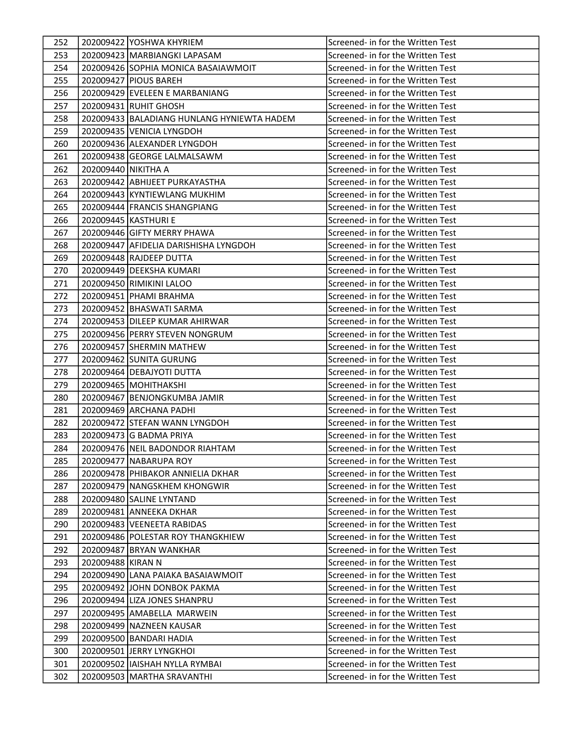| | | | |
|---|---|---|---|
| 252 | 202009422 | YOSHWA KHYRIEM | Screened- in for the Written Test |
| 253 | 202009423 | MARBIANGKI LAPASAM | Screened- in for the Written Test |
| 254 | 202009426 | SOPHIA MONICA BASAIAWMOIT | Screened- in for the Written Test |
| 255 | 202009427 | PIOUS BAREH | Screened- in for the Written Test |
| 256 | 202009429 | EVELEEN E MARBANIANG | Screened- in for the Written Test |
| 257 | 202009431 | RUHIT GHOSH | Screened- in for the Written Test |
| 258 | 202009433 | BALADIANG HUNLANG HYNIEWTA HADEM | Screened- in for the Written Test |
| 259 | 202009435 | VENICIA LYNGDOH | Screened- in for the Written Test |
| 260 | 202009436 | ALEXANDER LYNGDOH | Screened- in for the Written Test |
| 261 | 202009438 | GEORGE LALMALSAWM | Screened- in for the Written Test |
| 262 | 202009440 | NIKITHA A | Screened- in for the Written Test |
| 263 | 202009442 | ABHIJEET PURKAYASTHA | Screened- in for the Written Test |
| 264 | 202009443 | KYNTIEWLANG MUKHIM | Screened- in for the Written Test |
| 265 | 202009444 | FRANCIS SHANGPIANG | Screened- in for the Written Test |
| 266 | 202009445 | KASTHURI E | Screened- in for the Written Test |
| 267 | 202009446 | GIFTY MERRY PHAWA | Screened- in for the Written Test |
| 268 | 202009447 | AFIDELIA DARISHISHA LYNGDOH | Screened- in for the Written Test |
| 269 | 202009448 | RAJDEEP DUTTA | Screened- in for the Written Test |
| 270 | 202009449 | DEEKSHA KUMARI | Screened- in for the Written Test |
| 271 | 202009450 | RIMIKINI LALOO | Screened- in for the Written Test |
| 272 | 202009451 | PHAMI BRAHMA | Screened- in for the Written Test |
| 273 | 202009452 | BHASWATI SARMA | Screened- in for the Written Test |
| 274 | 202009453 | DILEEP KUMAR AHIRWAR | Screened- in for the Written Test |
| 275 | 202009456 | PERRY STEVEN NONGRUM | Screened- in for the Written Test |
| 276 | 202009457 | SHERMIN MATHEW | Screened- in for the Written Test |
| 277 | 202009462 | SUNITA GURUNG | Screened- in for the Written Test |
| 278 | 202009464 | DEBAJYOTI DUTTA | Screened- in for the Written Test |
| 279 | 202009465 | MOHITHAKSHI | Screened- in for the Written Test |
| 280 | 202009467 | BENJONGKUMBA JAMIR | Screened- in for the Written Test |
| 281 | 202009469 | ARCHANA PADHI | Screened- in for the Written Test |
| 282 | 202009472 | STEFAN WANN LYNGDOH | Screened- in for the Written Test |
| 283 | 202009473 | G BADMA PRIYA | Screened- in for the Written Test |
| 284 | 202009476 | NEIL BADONDOR RIAHTAM | Screened- in for the Written Test |
| 285 | 202009477 | NABARUPA ROY | Screened- in for the Written Test |
| 286 | 202009478 | PHIBAKOR ANNIELIA DKHAR | Screened- in for the Written Test |
| 287 | 202009479 | NANGSKHEM KHONGWIR | Screened- in for the Written Test |
| 288 | 202009480 | SALINE LYNTAND | Screened- in for the Written Test |
| 289 | 202009481 | ANNEEKA DKHAR | Screened- in for the Written Test |
| 290 | 202009483 | VEENEETA RABIDAS | Screened- in for the Written Test |
| 291 | 202009486 | POLESTAR ROY THANGKHIEW | Screened- in for the Written Test |
| 292 | 202009487 | BRYAN WANKHAR | Screened- in for the Written Test |
| 293 | 202009488 | KIRAN N | Screened- in for the Written Test |
| 294 | 202009490 | LANA PAIAKA BASAIAWMOIT | Screened- in for the Written Test |
| 295 | 202009492 | JOHN DONBOK PAKMA | Screened- in for the Written Test |
| 296 | 202009494 | LIZA JONES SHANPRU | Screened- in for the Written Test |
| 297 | 202009495 | AMABELLA MARWEIN | Screened- in for the Written Test |
| 298 | 202009499 | NAZNEEN KAUSAR | Screened- in for the Written Test |
| 299 | 202009500 | BANDARI HADIA | Screened- in for the Written Test |
| 300 | 202009501 | JERRY LYNGKHOI | Screened- in for the Written Test |
| 301 | 202009502 | IAISHAH NYLLA RYMBAI | Screened- in for the Written Test |
| 302 | 202009503 | MARTHA SRAVANTHI | Screened- in for the Written Test |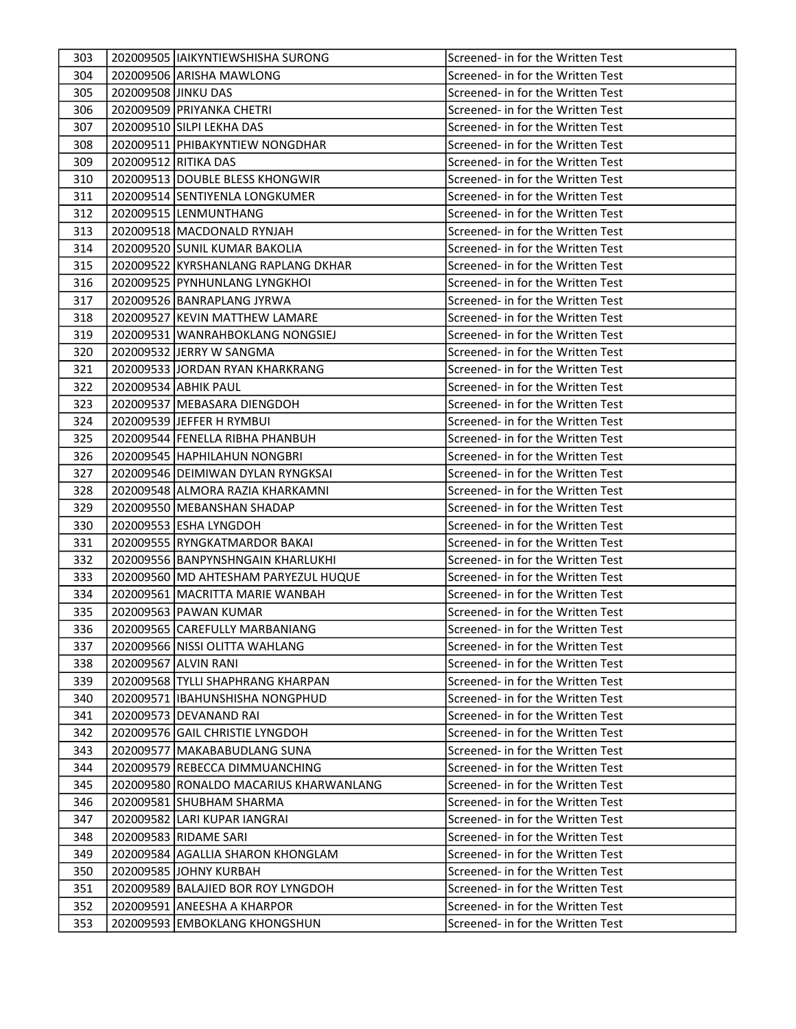| 303 | 202009505 | IAIKYNTIEWSHISHA SURONG | Screened- in for the Written Test |
|---|---|---|---|
| 304 | 202009506 | ARISHA MAWLONG | Screened- in for the Written Test |
| 305 | 202009508 | JINKU DAS | Screened- in for the Written Test |
| 306 | 202009509 | PRIYANKA CHETRI | Screened- in for the Written Test |
| 307 | 202009510 | SILPI LEKHA DAS | Screened- in for the Written Test |
| 308 | 202009511 | PHIBAKYNTIEW NONGDHAR | Screened- in for the Written Test |
| 309 | 202009512 | RITIKA DAS | Screened- in for the Written Test |
| 310 | 202009513 | DOUBLE BLESS KHONGWIR | Screened- in for the Written Test |
| 311 | 202009514 | SENTIYENLA LONGKUMER | Screened- in for the Written Test |
| 312 | 202009515 | LENMUNTHANG | Screened- in for the Written Test |
| 313 | 202009518 | MACDONALD RYNJAH | Screened- in for the Written Test |
| 314 | 202009520 | SUNIL KUMAR BAKOLIA | Screened- in for the Written Test |
| 315 | 202009522 | KYRSHANLANG RAPLANG DKHAR | Screened- in for the Written Test |
| 316 | 202009525 | PYNHUNLANG LYNGKHOI | Screened- in for the Written Test |
| 317 | 202009526 | BANRAPLANG JYRWA | Screened- in for the Written Test |
| 318 | 202009527 | KEVIN MATTHEW LAMARE | Screened- in for the Written Test |
| 319 | 202009531 | WANRAHBOKLANG NONGSIEJ | Screened- in for the Written Test |
| 320 | 202009532 | JERRY W SANGMA | Screened- in for the Written Test |
| 321 | 202009533 | JORDAN RYAN KHARKRANG | Screened- in for the Written Test |
| 322 | 202009534 | ABHIK PAUL | Screened- in for the Written Test |
| 323 | 202009537 | MEBASARA DIENGDOH | Screened- in for the Written Test |
| 324 | 202009539 | JEFFER H RYMBUI | Screened- in for the Written Test |
| 325 | 202009544 | FENELLA RIBHA PHANBUH | Screened- in for the Written Test |
| 326 | 202009545 | HAPHILAHUN NONGBRI | Screened- in for the Written Test |
| 327 | 202009546 | DEIMIWAN DYLAN RYNGKSAI | Screened- in for the Written Test |
| 328 | 202009548 | ALMORA RAZIA KHARKAMNI | Screened- in for the Written Test |
| 329 | 202009550 | MEBANSHAN SHADAP | Screened- in for the Written Test |
| 330 | 202009553 | ESHA LYNGDOH | Screened- in for the Written Test |
| 331 | 202009555 | RYNGKATMARDOR BAKAI | Screened- in for the Written Test |
| 332 | 202009556 | BANPYNSHNGAIN KHARLUKHI | Screened- in for the Written Test |
| 333 | 202009560 | MD AHTESHAM PARYEZUL HUQUE | Screened- in for the Written Test |
| 334 | 202009561 | MACRITTA MARIE WANBAH | Screened- in for the Written Test |
| 335 | 202009563 | PAWAN KUMAR | Screened- in for the Written Test |
| 336 | 202009565 | CAREFULLY MARBANIANG | Screened- in for the Written Test |
| 337 | 202009566 | NISSI OLITTA WAHLANG | Screened- in for the Written Test |
| 338 | 202009567 | ALVIN RANI | Screened- in for the Written Test |
| 339 | 202009568 | TYLLI SHAPHRANG KHARPAN | Screened- in for the Written Test |
| 340 | 202009571 | IBAHUNSHISHA NONGPHUD | Screened- in for the Written Test |
| 341 | 202009573 | DEVANAND RAI | Screened- in for the Written Test |
| 342 | 202009576 | GAIL CHRISTIE LYNGDOH | Screened- in for the Written Test |
| 343 | 202009577 | MAKABABUDLANG SUNA | Screened- in for the Written Test |
| 344 | 202009579 | REBECCA DIMMUANCHING | Screened- in for the Written Test |
| 345 | 202009580 | RONALDO MACARIUS KHARWANLANG | Screened- in for the Written Test |
| 346 | 202009581 | SHUBHAM SHARMA | Screened- in for the Written Test |
| 347 | 202009582 | LARI KUPAR IANGRAI | Screened- in for the Written Test |
| 348 | 202009583 | RIDAME SARI | Screened- in for the Written Test |
| 349 | 202009584 | AGALLIA SHARON KHONGLAM | Screened- in for the Written Test |
| 350 | 202009585 | JOHNY KURBAH | Screened- in for the Written Test |
| 351 | 202009589 | BALAJIED BOR ROY LYNGDOH | Screened- in for the Written Test |
| 352 | 202009591 | ANEESHA A KHARPOR | Screened- in for the Written Test |
| 353 | 202009593 | EMBOKLANG KHONGSHUN | Screened- in for the Written Test |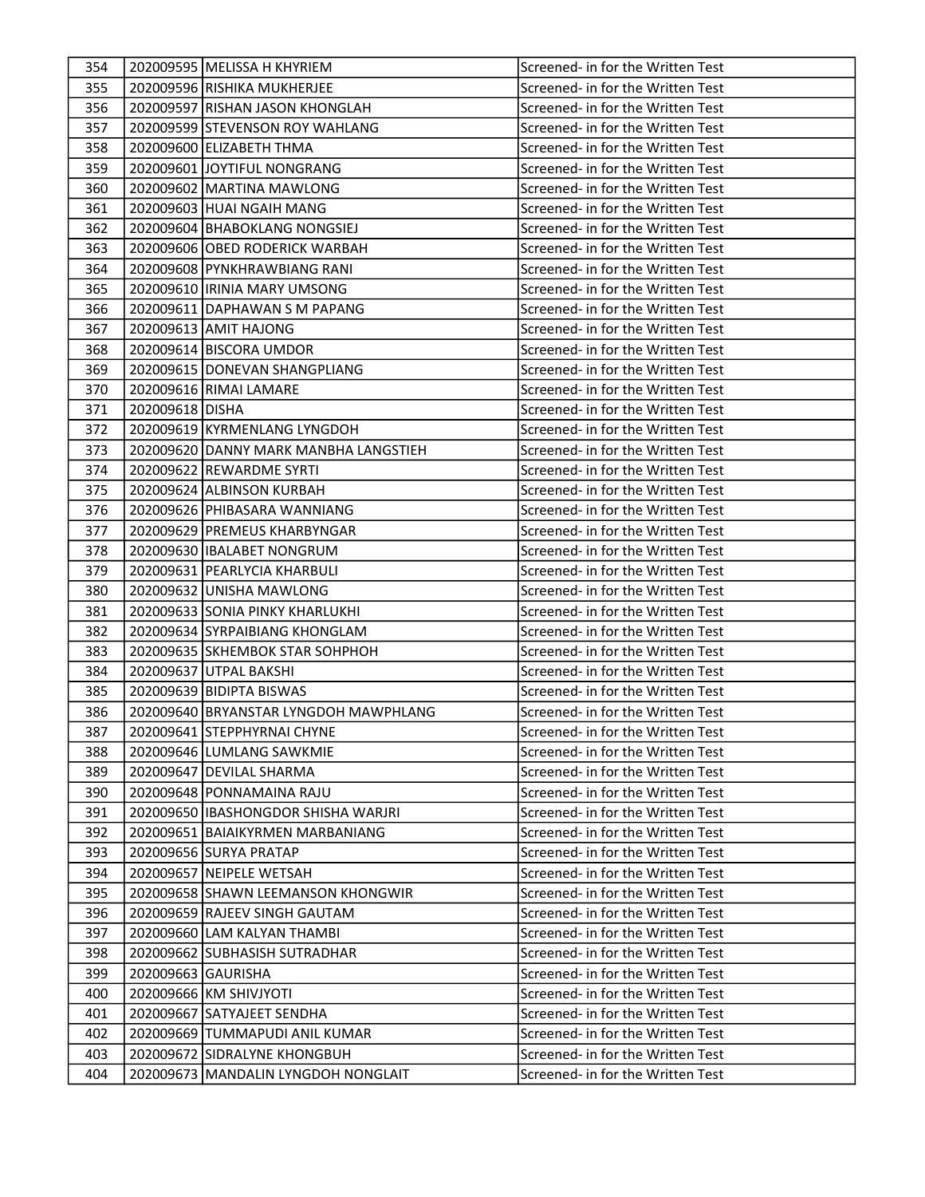| 354 | 202009595 | MELISSA H KHYRIEM | Screened- in for the Written Test |
|---|---|---|---|
| 355 | 202009596 | RISHIKA MUKHERJEE | Screened- in for the Written Test |
| 356 | 202009597 | RISHAN JASON KHONGLAH | Screened- in for the Written Test |
| 357 | 202009599 | STEVENSON ROY WAHLANG | Screened- in for the Written Test |
| 358 | 202009600 | ELIZABETH THMA | Screened- in for the Written Test |
| 359 | 202009601 | JOYTIFUL NONGRANG | Screened- in for the Written Test |
| 360 | 202009602 | MARTINA MAWLONG | Screened- in for the Written Test |
| 361 | 202009603 | HUAI NGAIH MANG | Screened- in for the Written Test |
| 362 | 202009604 | BHABOKLANG NONGSIEJ | Screened- in for the Written Test |
| 363 | 202009606 | OBED RODERICK WARBAH | Screened- in for the Written Test |
| 364 | 202009608 | PYNKHRAWBIANG RANI | Screened- in for the Written Test |
| 365 | 202009610 | IRINIA MARY UMSONG | Screened- in for the Written Test |
| 366 | 202009611 | DAPHAWAN S M PAPANG | Screened- in for the Written Test |
| 367 | 202009613 | AMIT HAJONG | Screened- in for the Written Test |
| 368 | 202009614 | BISCORA UMDOR | Screened- in for the Written Test |
| 369 | 202009615 | DONEVAN SHANGPLIANG | Screened- in for the Written Test |
| 370 | 202009616 | RIMAI LAMARE | Screened- in for the Written Test |
| 371 | 202009618 | DISHA | Screened- in for the Written Test |
| 372 | 202009619 | KYRMENLANG LYNGDOH | Screened- in for the Written Test |
| 373 | 202009620 | DANNY MARK MANBHA LANGSTIEH | Screened- in for the Written Test |
| 374 | 202009622 | REWARDME SYRTI | Screened- in for the Written Test |
| 375 | 202009624 | ALBINSON KURBAH | Screened- in for the Written Test |
| 376 | 202009626 | PHIBASARA WANNIANG | Screened- in for the Written Test |
| 377 | 202009629 | PREMEUS KHARBYNGAR | Screened- in for the Written Test |
| 378 | 202009630 | IBALABET NONGRUM | Screened- in for the Written Test |
| 379 | 202009631 | PEARLYCIA KHARBULI | Screened- in for the Written Test |
| 380 | 202009632 | UNISHA MAWLONG | Screened- in for the Written Test |
| 381 | 202009633 | SONIA PINKY KHARLUKHI | Screened- in for the Written Test |
| 382 | 202009634 | SYRPAIBIANG KHONGLAM | Screened- in for the Written Test |
| 383 | 202009635 | SKHEMBOK STAR SOHPHOH | Screened- in for the Written Test |
| 384 | 202009637 | UTPAL BAKSHI | Screened- in for the Written Test |
| 385 | 202009639 | BIDIPTA BISWAS | Screened- in for the Written Test |
| 386 | 202009640 | BRYANSTAR LYNGDOH MAWPHLANG | Screened- in for the Written Test |
| 387 | 202009641 | STEPPHYRNAI CHYNE | Screened- in for the Written Test |
| 388 | 202009646 | LUMLANG SAWKMIE | Screened- in for the Written Test |
| 389 | 202009647 | DEVILAL SHARMA | Screened- in for the Written Test |
| 390 | 202009648 | PONNAMAINA RAJU | Screened- in for the Written Test |
| 391 | 202009650 | IBASHONGDOR SHISHA WARJRI | Screened- in for the Written Test |
| 392 | 202009651 | BAIAIKYRMEN MARBANIANG | Screened- in for the Written Test |
| 393 | 202009656 | SURYA PRATAP | Screened- in for the Written Test |
| 394 | 202009657 | NEIPELE WETSAH | Screened- in for the Written Test |
| 395 | 202009658 | SHAWN LEEMANSON KHONGWIR | Screened- in for the Written Test |
| 396 | 202009659 | RAJEEV SINGH GAUTAM | Screened- in for the Written Test |
| 397 | 202009660 | LAM KALYAN THAMBI | Screened- in for the Written Test |
| 398 | 202009662 | SUBHASISH SUTRADHAR | Screened- in for the Written Test |
| 399 | 202009663 | GAURISHA | Screened- in for the Written Test |
| 400 | 202009666 | KM SHIVJYOTI | Screened- in for the Written Test |
| 401 | 202009667 | SATYAJEET SENDHA | Screened- in for the Written Test |
| 402 | 202009669 | TUMMAPUDI ANIL KUMAR | Screened- in for the Written Test |
| 403 | 202009672 | SIDRALYNE KHONGBUH | Screened- in for the Written Test |
| 404 | 202009673 | MANDALIN LYNGDOH NONGLAIT | Screened- in for the Written Test |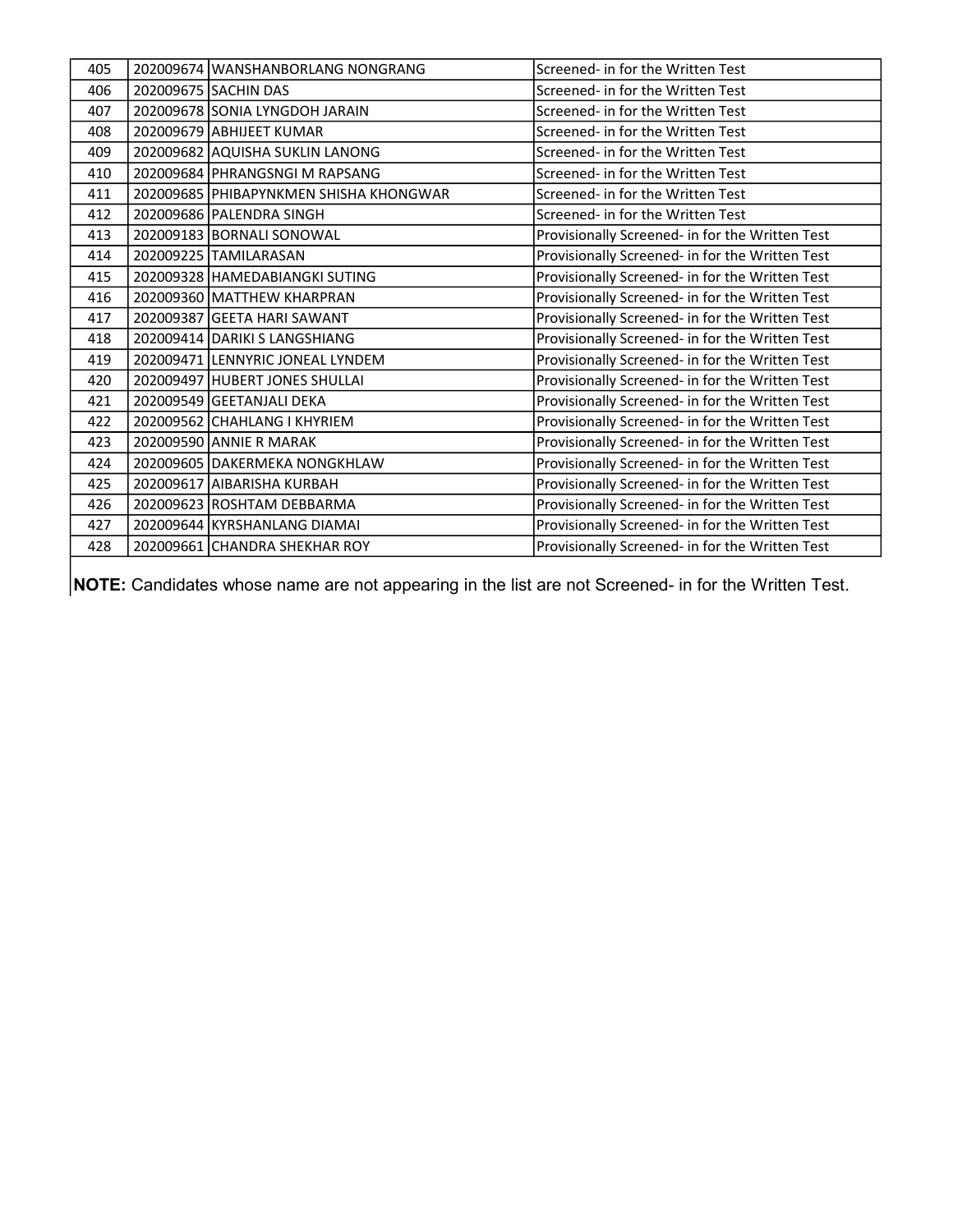| | | | |
|---|---|---|---|
| 405 | 202009674 | WANSHANBORLANG NONGRANG | Screened- in for the Written Test |
| 406 | 202009675 | SACHIN DAS | Screened- in for the Written Test |
| 407 | 202009678 | SONIA LYNGDOH JARAIN | Screened- in for the Written Test |
| 408 | 202009679 | ABHIJEET KUMAR | Screened- in for the Written Test |
| 409 | 202009682 | AQUISHA SUKLIN LANONG | Screened- in for the Written Test |
| 410 | 202009684 | PHRANGSNGI M RAPSANG | Screened- in for the Written Test |
| 411 | 202009685 | PHIBAPYNKMEN SHISHA KHONGWAR | Screened- in for the Written Test |
| 412 | 202009686 | PALENDRA SINGH | Screened- in for the Written Test |
| 413 | 202009183 | BORNALI SONOWAL | Provisionally Screened- in for the Written Test |
| 414 | 202009225 | TAMILARASAN | Provisionally Screened- in for the Written Test |
| 415 | 202009328 | HAMEDABIANGKI SUTING | Provisionally Screened- in for the Written Test |
| 416 | 202009360 | MATTHEW KHARPRAN | Provisionally Screened- in for the Written Test |
| 417 | 202009387 | GEETA HARI SAWANT | Provisionally Screened- in for the Written Test |
| 418 | 202009414 | DARIKI S LANGSHIANG | Provisionally Screened- in for the Written Test |
| 419 | 202009471 | LENNYRIC JONEAL LYNDEM | Provisionally Screened- in for the Written Test |
| 420 | 202009497 | HUBERT JONES SHULLAI | Provisionally Screened- in for the Written Test |
| 421 | 202009549 | GEETANJALI DEKA | Provisionally Screened- in for the Written Test |
| 422 | 202009562 | CHAHLANG I KHYRIEM | Provisionally Screened- in for the Written Test |
| 423 | 202009590 | ANNIE R MARAK | Provisionally Screened- in for the Written Test |
| 424 | 202009605 | DAKERMEKA NONGKHLAW | Provisionally Screened- in for the Written Test |
| 425 | 202009617 | AIBARISHA KURBAH | Provisionally Screened- in for the Written Test |
| 426 | 202009623 | ROSHTAM DEBBARMA | Provisionally Screened- in for the Written Test |
| 427 | 202009644 | KYRSHANLANG DIAMAI | Provisionally Screened- in for the Written Test |
| 428 | 202009661 | CHANDRA SHEKHAR ROY | Provisionally Screened- in for the Written Test |

**NOTE:** Candidates whose name are not appearing in the list are not Screened- in for the Written Test.